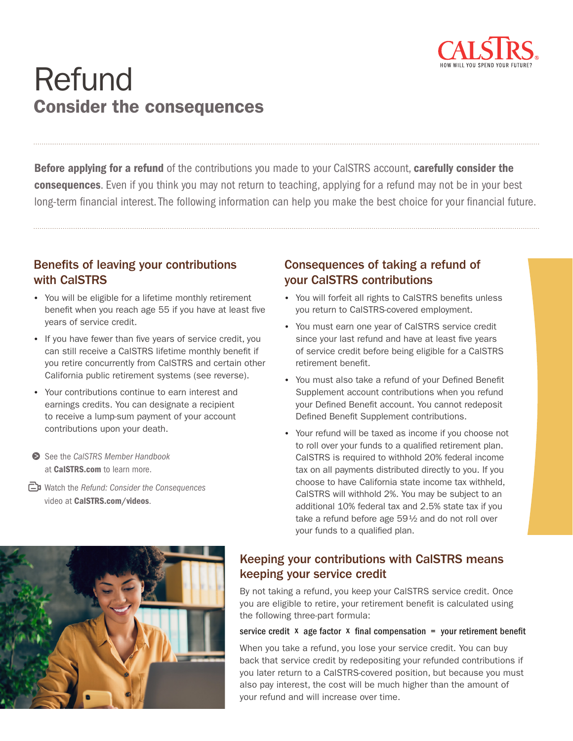# Refund

## Consider the consequences

**Before applying for a refund** of the contributions you made to your CalSTRS account, **carefully consider the consequences**. Even if you think you may not return to teaching, applying for a refund may not be in your best long-term financial interest. The following information can help you make the best choice for your financial future.

### Benefits of leaving your contributions with CalSTRS

- You will be eligible for a lifetime monthly retirement benefit when you reach age 55 if you have at least five years of service credit.
- If you have fewer than five years of service credit, you can still receive a CalSTRS lifetime monthly benefit if you retire concurrently from CalSTRS and certain other California public retirement systems (see reverse).
- Your contributions continue to earn interest and earnings credits. You can designate a recipient to receive a lump-sum payment of your account contributions upon your death.

See the *CalSTRS Member Handbook* at **CalSTRS.com** to learn more.

Watch the *Refund: Consider the Consequences* video at **CalSTRS.com/videos**.

### Consequences of taking a refund of your CalSTRS contributions

- You will forfeit all rights to CalSTRS benefits unless you return to CalSTRS-covered employment.
- You must earn one year of CalSTRS service credit since your last refund and have at least five years of service credit before being eligible for a CalSTRS retirement benefit.
- You must also take a refund of your Defined Benefit Supplement account contributions when you refund your Defined Benefit account. You cannot redeposit Defined Benefit Supplement contributions.
- Your refund will be taxed as income if you choose not to roll over your funds to a qualified retirement plan. CalSTRS is required to withhold 20% federal income tax on all payments distributed directly to you. If you choose to have California state income tax withheld, CalSTRS will withhold 2%. You may be subject to an additional 10% federal tax and 2.5% state tax if you take a refund before age 59½ and do not roll over your funds to a qualified plan.

### Keeping your contributions with CalSTRS means keeping your service credit

By not taking a refund, you keep your CalSTRS service credit. Once you are eligible to retire, your retirement benefit is calculated using the following three-part formula:

**service credit x age factor x final compensation = your retirement benefit**

When you take a refund, you lose your service credit. You can buy back that service credit by redepositing your refunded contributions if you later return to a CalSTRS-covered position, but because you must also pay interest, the cost will be much higher than the amount of your refund and will increase over time.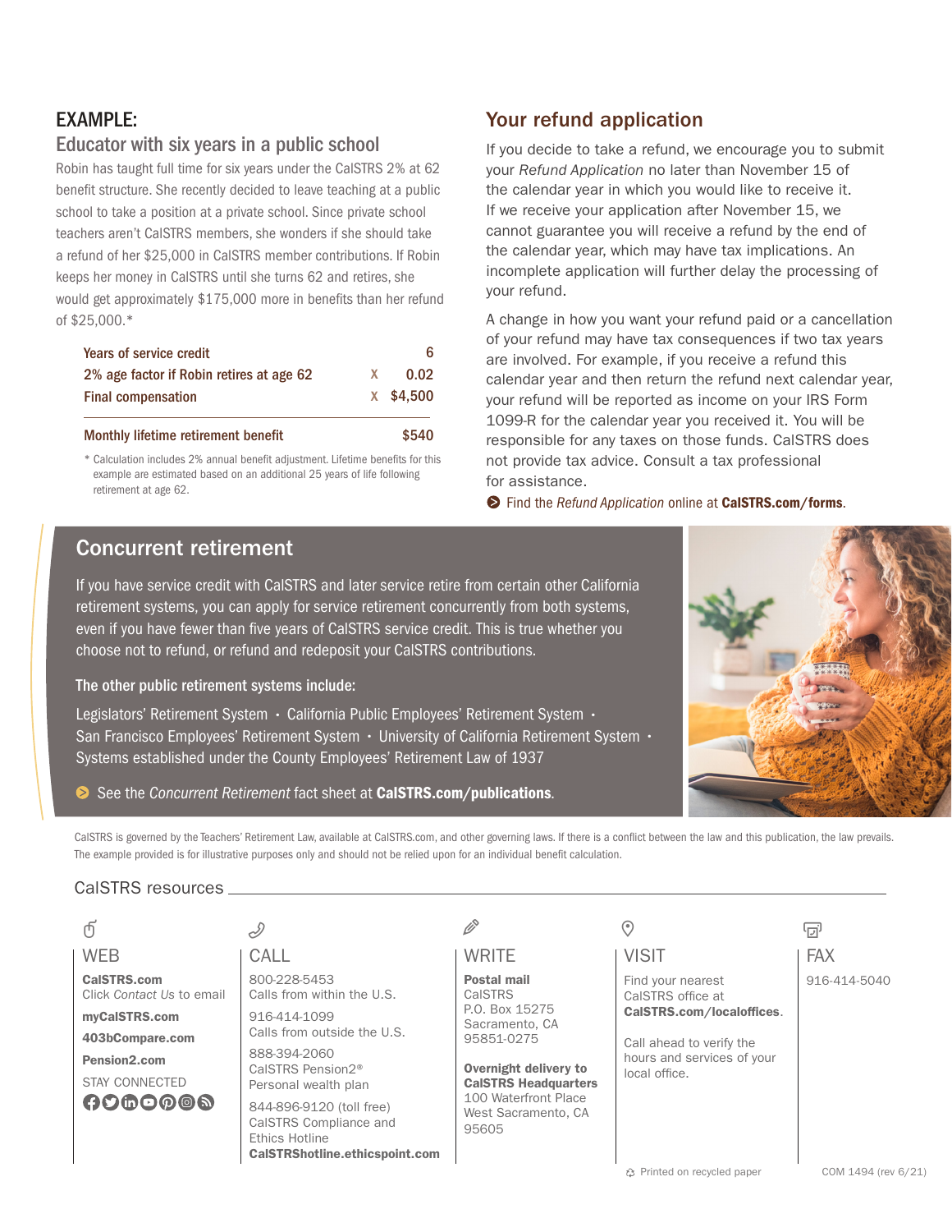## EXAMPLE:

### Educator with six years in a public school

Robin has taught full time for six years under the CalSTRS 2% at 62 benefit structure. She recently decided to leave teaching at a public school to take a position at a private school. Since private school teachers aren't CalSTRS members, she wonders if she should take a refund of her $25,000 in CalSTRS member contributions. If Robin keeps her money in CalSTRS until she turns 62 and retires, she would get approximately $175,000 more in benefits than her refund of $25,000.*

| | | |
|---|---|---|
| Years of service credit | | 6 |
| 2% age factor if Robin retires at age 62 | X | 0.02 |
| Final compensation | X | $4,500 |
| Monthly lifetime retirement benefit | | $540 |

* Calculation includes 2% annual benefit adjustment. Lifetime benefits for this example are estimated based on an additional 25 years of life following retirement at age 62.

## Your refund application

If you decide to take a refund, we encourage you to submit your *Refund Application* no later than November 15 of the calendar year in which you would like to receive it. If we receive your application after November 15, we cannot guarantee you will receive a refund by the end of the calendar year, which may have tax implications. An incomplete application will further delay the processing of your refund.

A change in how you want your refund paid or a cancellation of your refund may have tax consequences if two tax years are involved. For example, if you receive a refund this calendar year and then return the refund next calendar year, your refund will be reported as income on your IRS Form 1099-R for the calendar year you received it. You will be responsible for any taxes on those funds. CalSTRS does not provide tax advice. Consult a tax professional for assistance.

Find the *Refund Application* online at **CalSTRS.com/forms**.

## Concurrent retirement

If you have service credit with CalSTRS and later service retire from certain other California retirement systems, you can apply for service retirement concurrently from both systems, even if you have fewer than five years of CalSTRS service credit. This is true whether you choose not to refund, or refund and redeposit your CalSTRS contributions.

**The other public retirement systems include:**

Legislators' Retirement System • California Public Employees' Retirement System • San Francisco Employees' Retirement System • University of California Retirement System • Systems established under the County Employees' Retirement Law of 1937

See the *Concurrent Retirement* fact sheet at **CalSTRS.com/publications**.

CalSTRS is governed by the Teachers' Retirement Law, available at CalSTRS.com, and other governing laws. If there is a conflict between the law and this publication, the law prevails. The example provided is for illustrative purposes only and should not be relied upon for an individual benefit calculation.

## CalSTRS resources

### WEB

**CalSTRS.com**
Click *Contact Us* to email

**myCalSTRS.com**

**403bCompare.com**

**Pension2.com**

STAY CONNECTED

### CALL

800-228-5453
Calls from within the U.S.

916-414-1099
Calls from outside the U.S.

888-394-2060
CalSTRS Pension2®
Personal wealth plan

844-896-9120 (toll free)
CalSTRS Compliance and Ethics Hotline
**CalSTRShotline.ethicspoint.com**

### WRITE

**Postal mail**
CalSTRS
P.O. Box 15275
Sacramento, CA
95851-0275

**Overnight delivery to CalSTRS Headquarters**
100 Waterfront Place
West Sacramento, CA
95605

### VISIT

Find your nearest CalSTRS office at **CalSTRS.com/localoffices**.

Call ahead to verify the hours and services of your local office.

### FAX

916-414-5040

Printed on recycled paper

COM 1494 (rev 6/21)